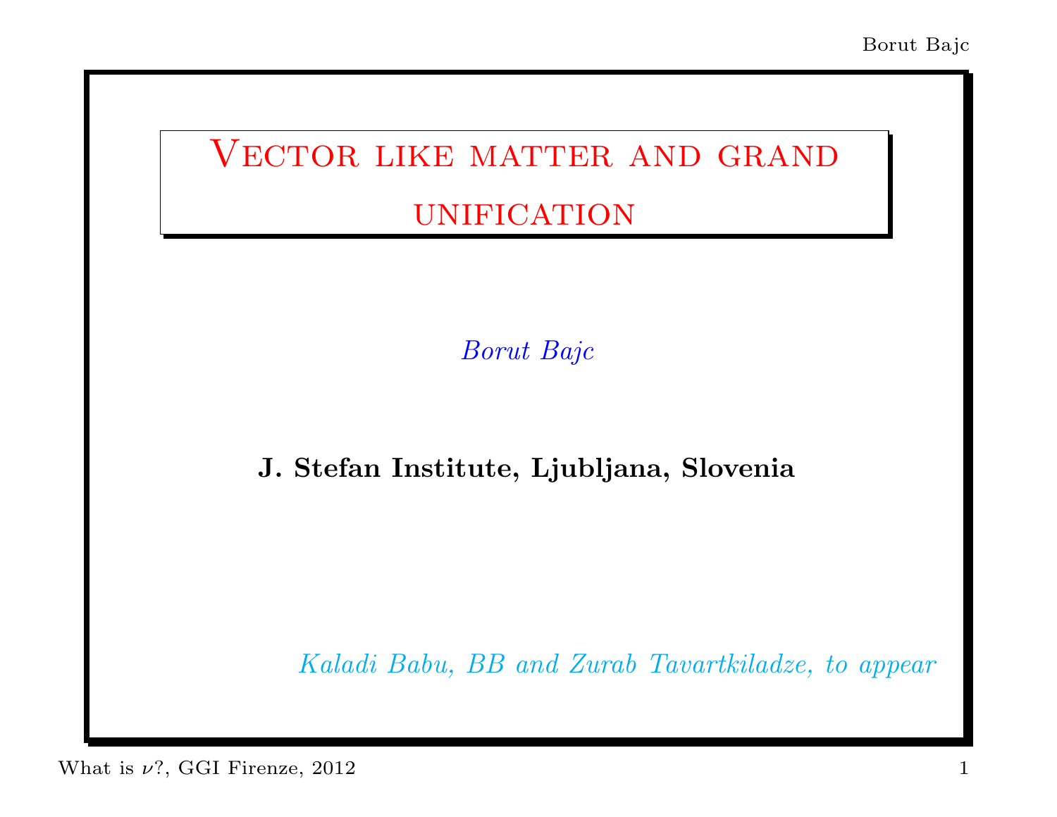# Vector like matter and grand unification

*Borut Bajc*

**J. Stefan Institute, Ljubljana, Slovenia**

*Kaladi Babu, BB and Zurab Tavartkiladze, to appear*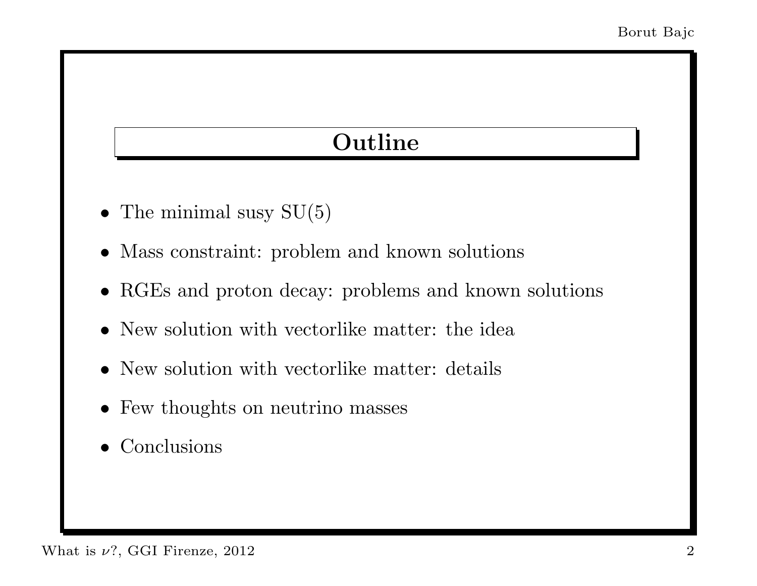# Outline

- The minimal susy SU(5)
- Mass constraint: problem and known solutions
- RGEs and proton decay: problems and known solutions
- New solution with vectorlike matter: the idea
- New solution with vectorlike matter: details
- Few thoughts on neutrino masses
- Conclusions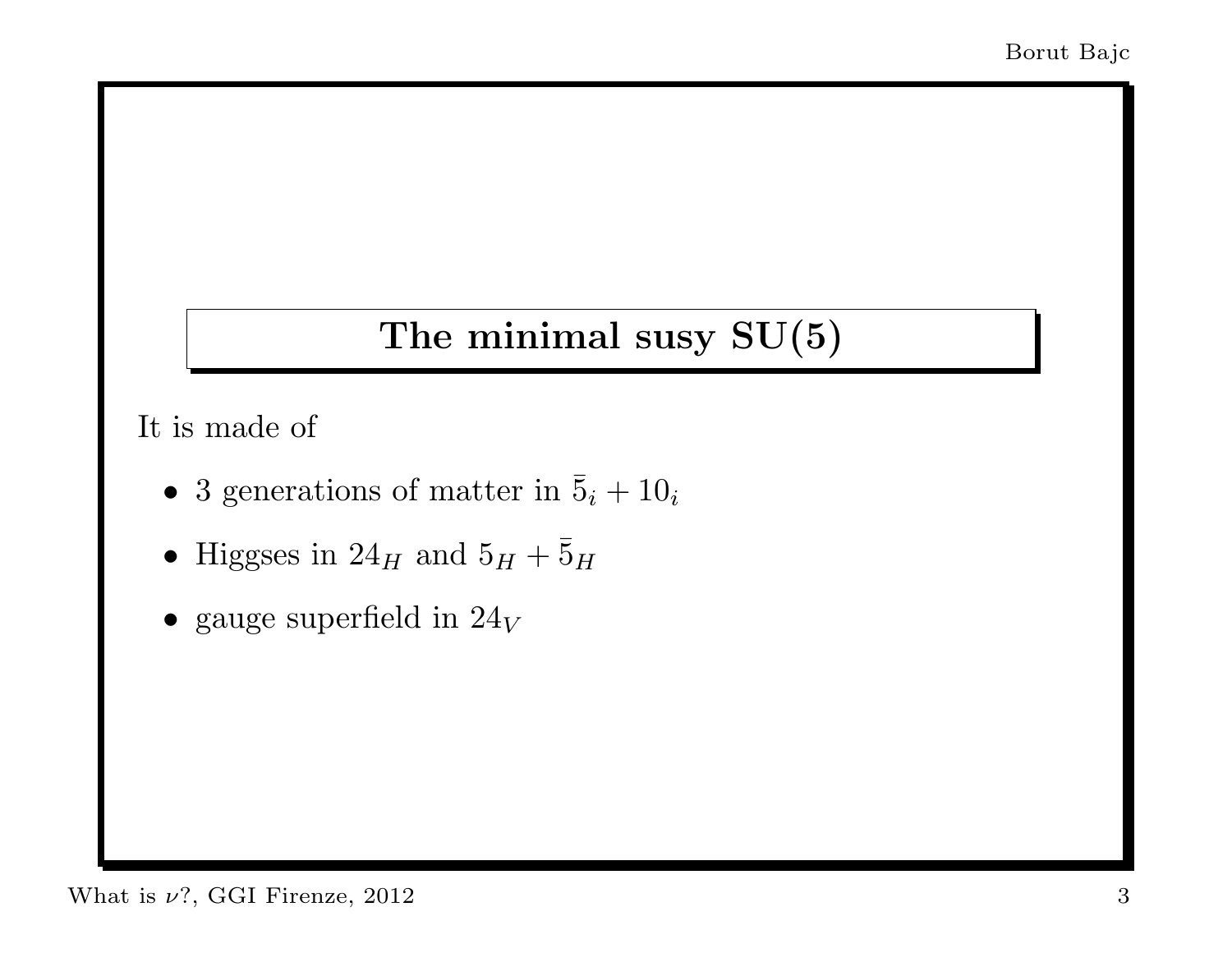## The minimal susy SU(5)

It is made of

- 3 generations of matter in $\bar{5}_i + 10_i$
- Higgses in $24_H$ and $5_H + \bar{5}_H$
- gauge superfield in $24_V$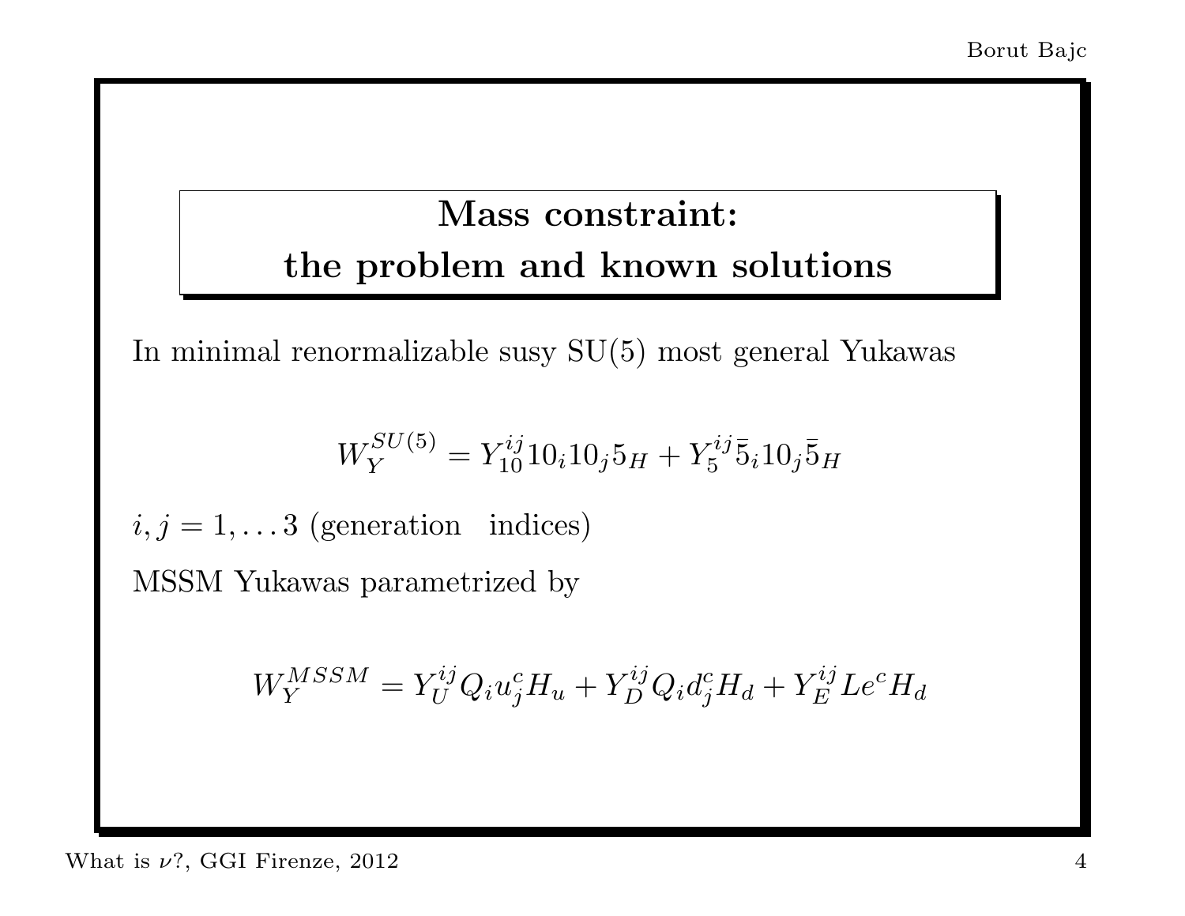## Mass constraint: the problem and known solutions

In minimal renormalizable susy SU(5) most general Yukawas

$$W_Y^{SU(5)} = Y_{10}^{ij} 10_i 10_j 5_H + Y_5^{ij} \bar{5}_i 10_j \bar{5}_H$$

$i, j = 1, \ldots 3$ (generation indices)

MSSM Yukawas parametrized by

$$W_Y^{MSSM} = Y_U^{ij} Q_i u_j^c H_u + Y_D^{ij} Q_i d_j^c H_d + Y_E^{ij} L e^c H_d$$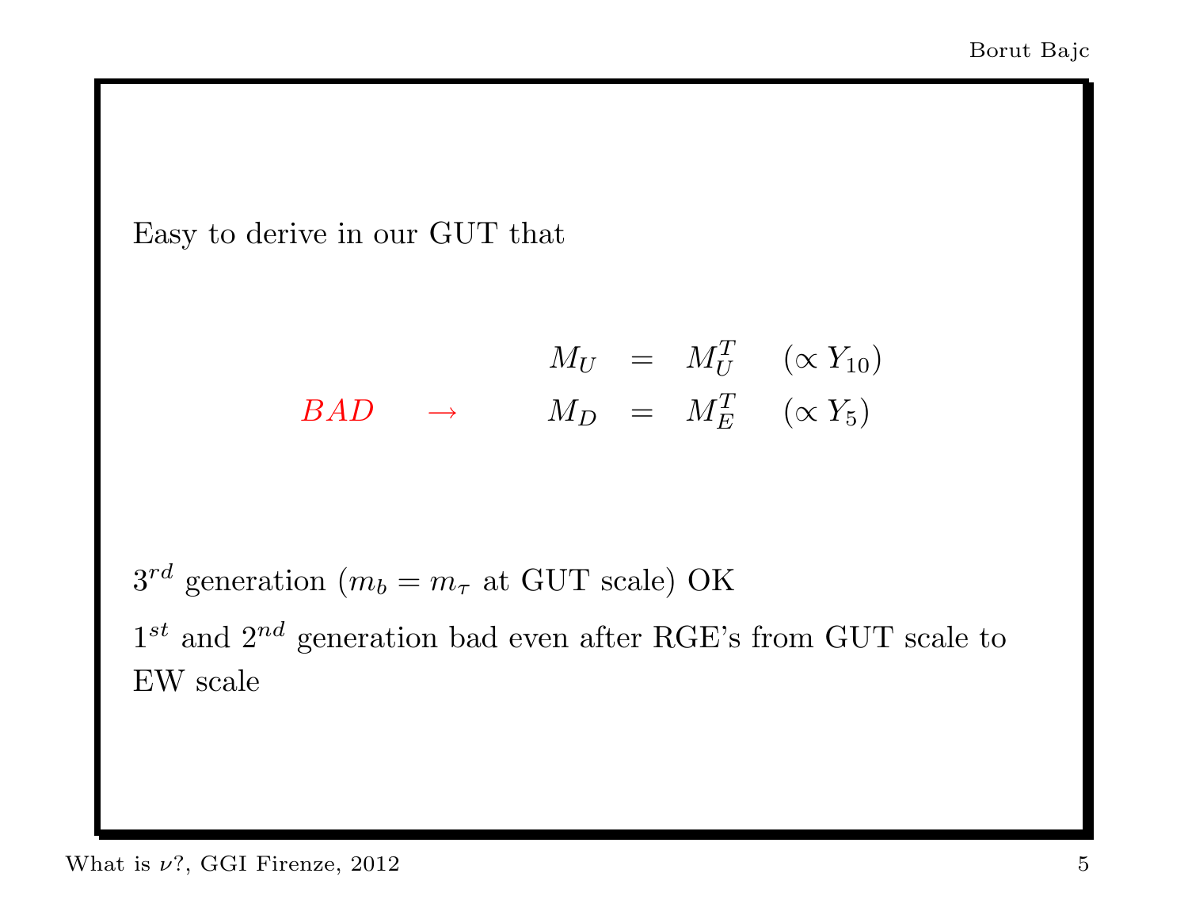Easy to derive in our GUT that

$$
\begin{array}{rlcll}
 & M_U & = & M_U^T & (\propto Y_{10}) \\
BAD \quad \rightarrow & M_D & = & M_E^T & (\propto Y_5)
\end{array}
$$

$3^{rd}$ generation ($m_b = m_\tau$ at GUT scale) OK

$1^{st}$ and $2^{nd}$ generation bad even after RGE's from GUT scale to EW scale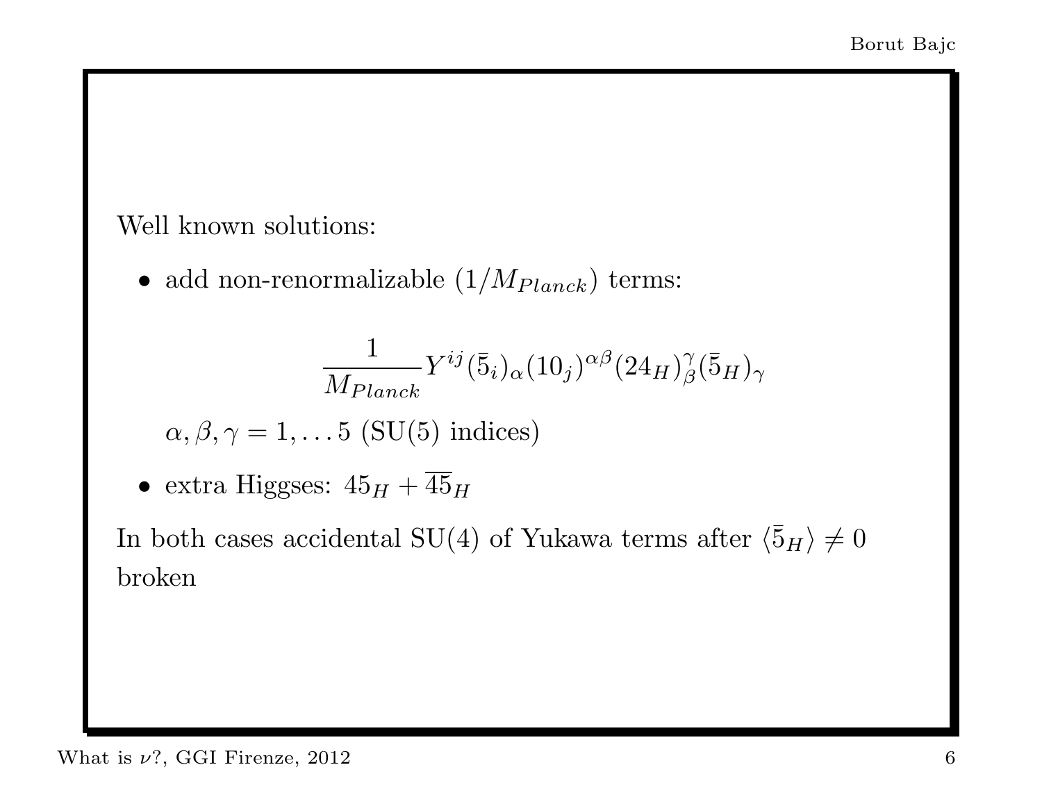Well known solutions:

- add non-renormalizable ($1/M_{Planck}$) terms:

$$\frac{1}{M_{Planck}} Y^{ij} (\bar{5}_i)_\alpha (10_j)^{\alpha\beta} (24_H)^\gamma_\beta (\bar{5}_H)_\gamma$$

  $\alpha, \beta, \gamma = 1, \ldots 5$ (SU(5) indices)

- extra Higgses: $45_H + \overline{45}_H$

In both cases accidental SU(4) of Yukawa terms after $\langle \bar{5}_H \rangle \neq 0$ broken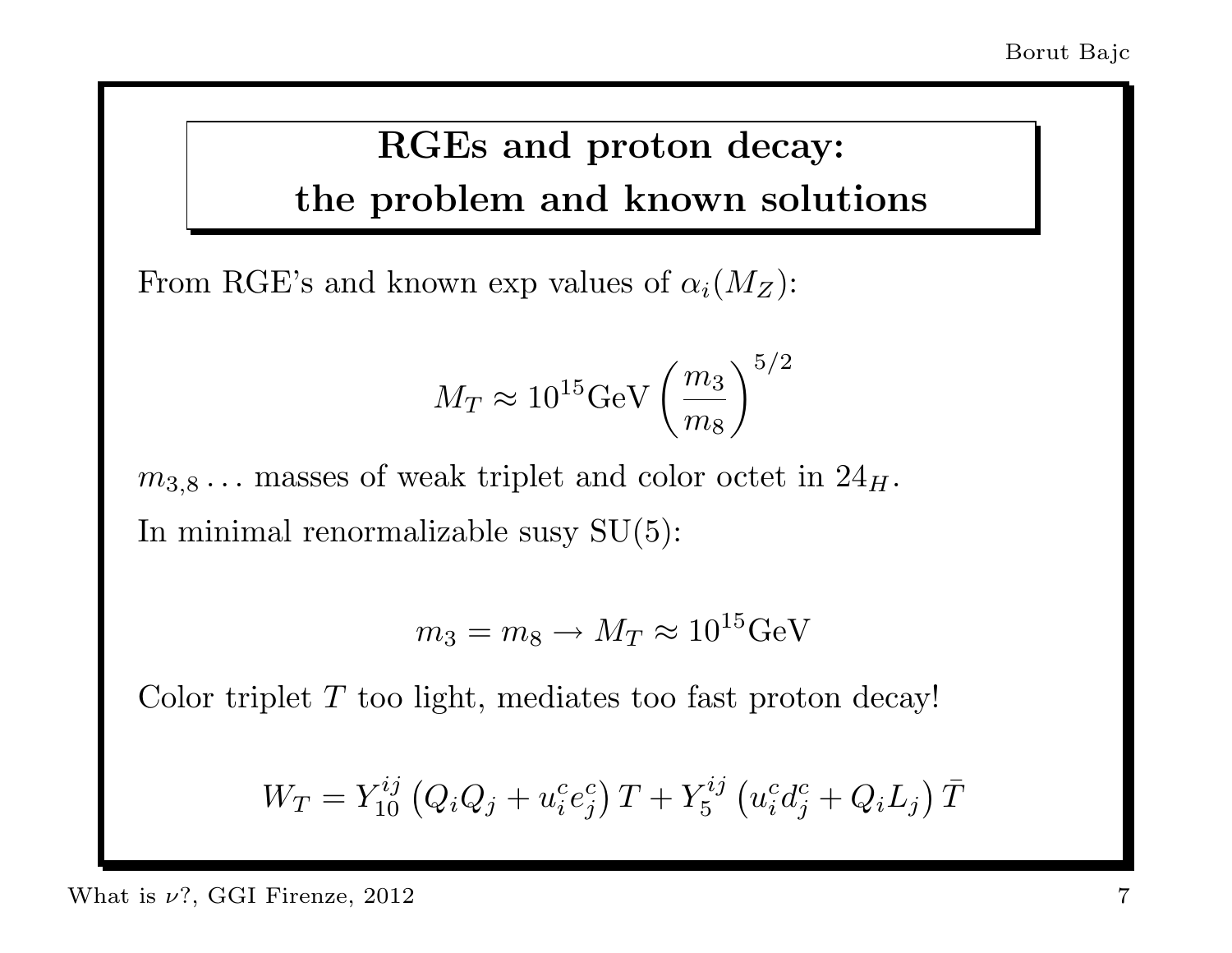# RGEs and proton decay: the problem and known solutions

From RGE's and known exp values of $\alpha_i(M_Z)$:

$$M_T \approx 10^{15}\text{GeV}\left(\frac{m_3}{m_8}\right)^{5/2}$$

$m_{3,8}\ldots$ masses of weak triplet and color octet in $24_H$.

In minimal renormalizable susy SU(5):

$$m_3 = m_8 \to M_T \approx 10^{15}\text{GeV}$$

Color triplet $T$ too light, mediates too fast proton decay!

$$W_T = Y_{10}^{ij}\left(Q_i Q_j + u_i^c e_j^c\right)T + Y_5^{ij}\left(u_i^c d_j^c + Q_i L_j\right)\bar{T}$$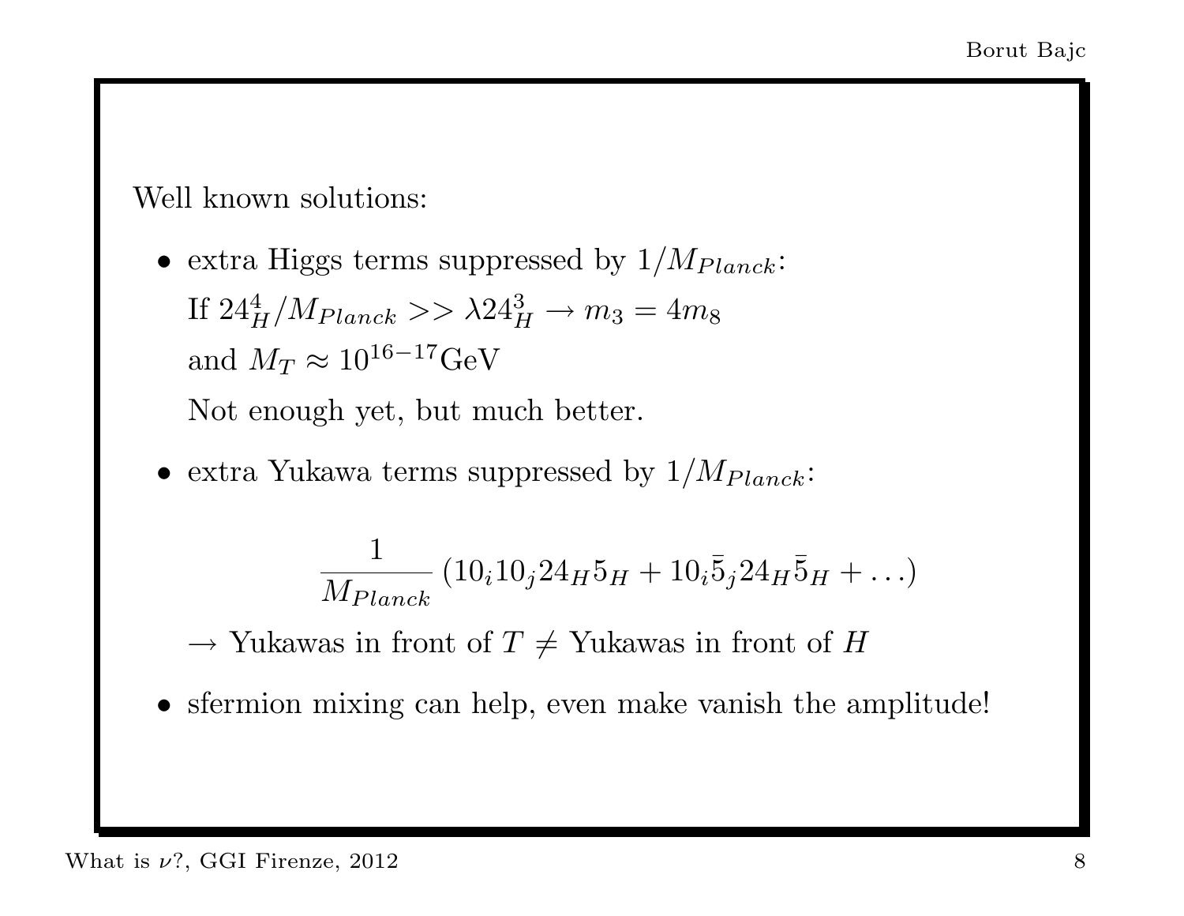Well known solutions:

- extra Higgs terms suppressed by $1/M_{Planck}$:

  If $24_H^4/M_{Planck} >> \lambda 24_H^3 \rightarrow m_3 = 4m_8$

  and $M_T \approx 10^{16-17}\text{GeV}$

  Not enough yet, but much better.

- extra Yukawa terms suppressed by $1/M_{Planck}$:

$$\frac{1}{M_{Planck}}\left(10_i 10_j 24_H 5_H + 10_i \bar{5}_j 24_H \bar{5}_H + \ldots\right)$$

  $\rightarrow$ Yukawas in front of $T \neq$ Yukawas in front of $H$

- sfermion mixing can help, even make vanish the amplitude!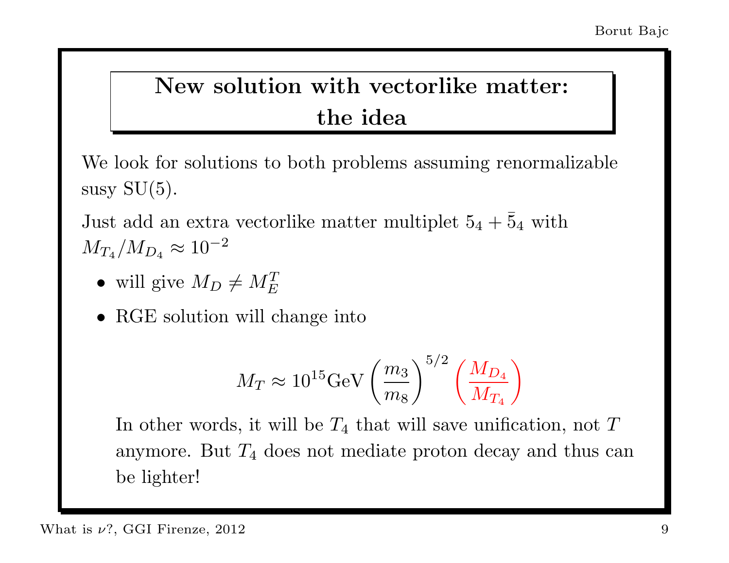# New solution with vectorlike matter: the idea

We look for solutions to both problems assuming renormalizable susy SU(5).

Just add an extra vectorlike matter multiplet $5_4 + \bar{5}_4$ with $M_{T_4}/M_{D_4} \approx 10^{-2}$

- will give $M_D \neq M_E^T$
- RGE solution will change into

$$M_T \approx 10^{15}\text{GeV} \left(\frac{m_3}{m_8}\right)^{5/2} \left(\frac{M_{D_4}}{M_{T_4}}\right)$$

In other words, it will be $T_4$ that will save unification, not $T$ anymore. But $T_4$ does not mediate proton decay and thus can be lighter!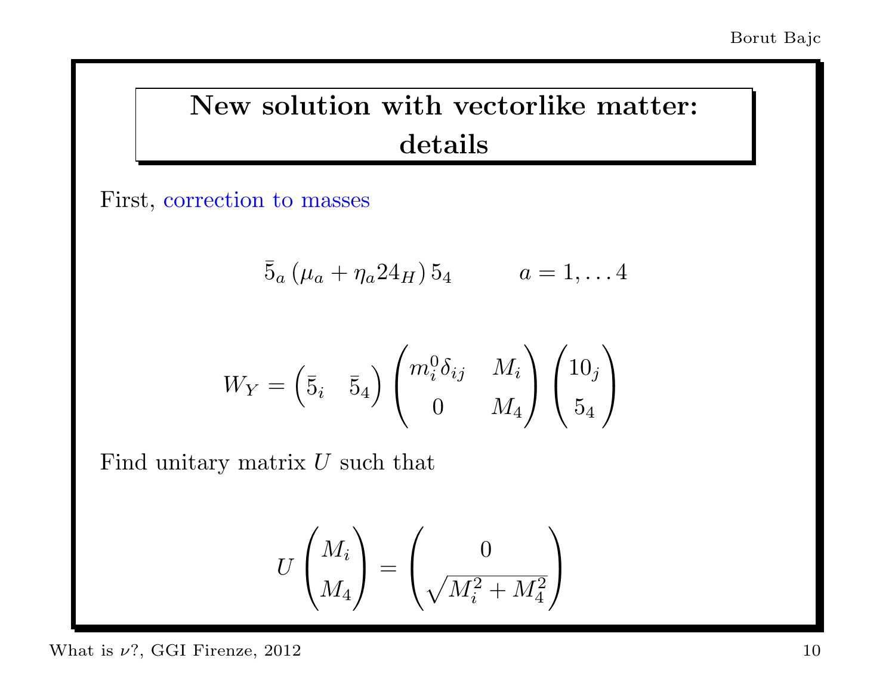## New solution with vectorlike matter: details

First, correction to masses

$$\bar{5}_a \left( \mu_a + \eta_a 24_H \right) 5_4 \qquad a = 1, \ldots 4$$

$$W_Y = \begin{pmatrix} \bar{5}_i & \bar{5}_4 \end{pmatrix} \begin{pmatrix} m_i^0 \delta_{ij} & M_i \\ 0 & M_4 \end{pmatrix} \begin{pmatrix} 10_j \\ 5_4 \end{pmatrix}$$

Find unitary matrix $U$ such that

$$U \begin{pmatrix} M_i \\ M_4 \end{pmatrix} = \begin{pmatrix} 0 \\ \sqrt{M_i^2 + M_4^2} \end{pmatrix}$$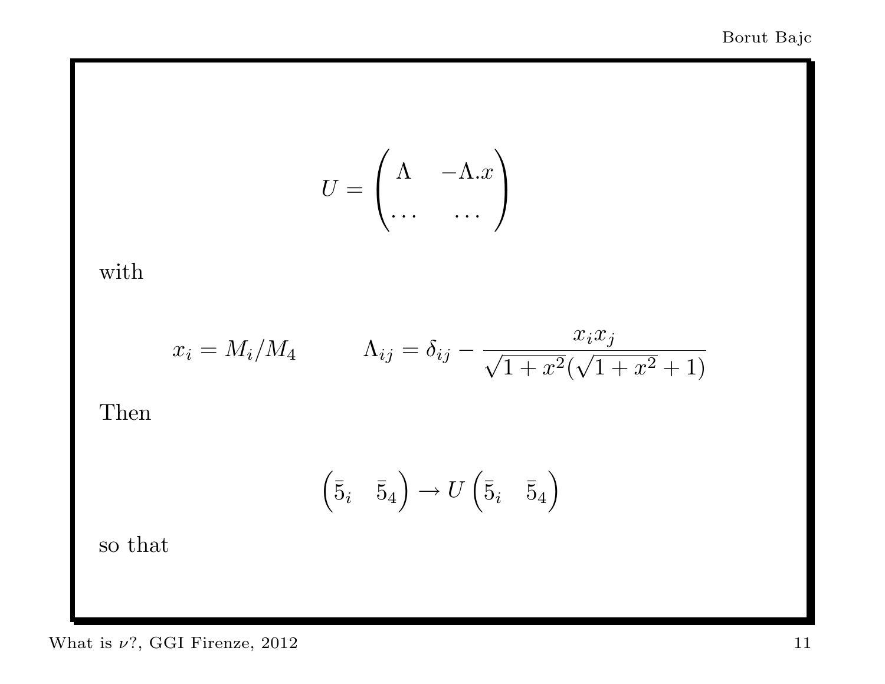$$U = \begin{pmatrix} \Lambda & -\Lambda . x \\ \dots & \dots \end{pmatrix}$$

with

$$x_i = M_i / M_4 \qquad \qquad \Lambda_{ij} = \delta_{ij} - \frac{x_i x_j}{\sqrt{1+x^2}(\sqrt{1+x^2}+1)}$$

Then

$$\begin{pmatrix} \bar{5}_i & \bar{5}_4 \end{pmatrix} \rightarrow U \begin{pmatrix} \bar{5}_i & \bar{5}_4 \end{pmatrix}$$

so that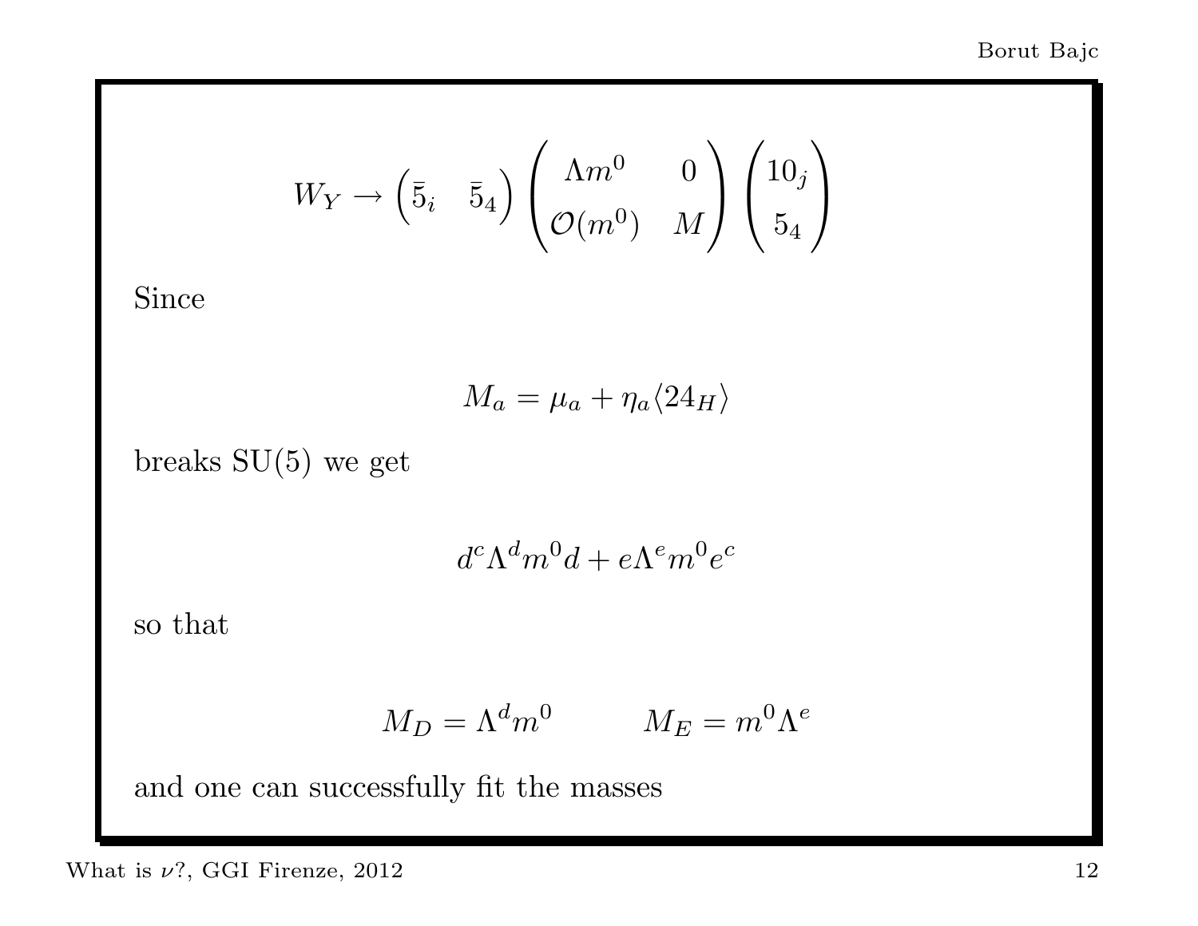$$W_Y \to \begin{pmatrix} \bar{5}_i & \bar{5}_4 \end{pmatrix} \begin{pmatrix} \Lambda m^0 & 0 \\ \mathcal{O}(m^0) & M \end{pmatrix} \begin{pmatrix} 10_j \\ 5_4 \end{pmatrix}$$

Since

$$M_a = \mu_a + \eta_a \langle 24_H \rangle$$

breaks SU(5) we get

$$d^c \Lambda^d m^0 d + e \Lambda^e m^0 e^c$$

so that

$$M_D = \Lambda^d m^0 \qquad\qquad M_E = m^0 \Lambda^e$$

and one can successfully fit the masses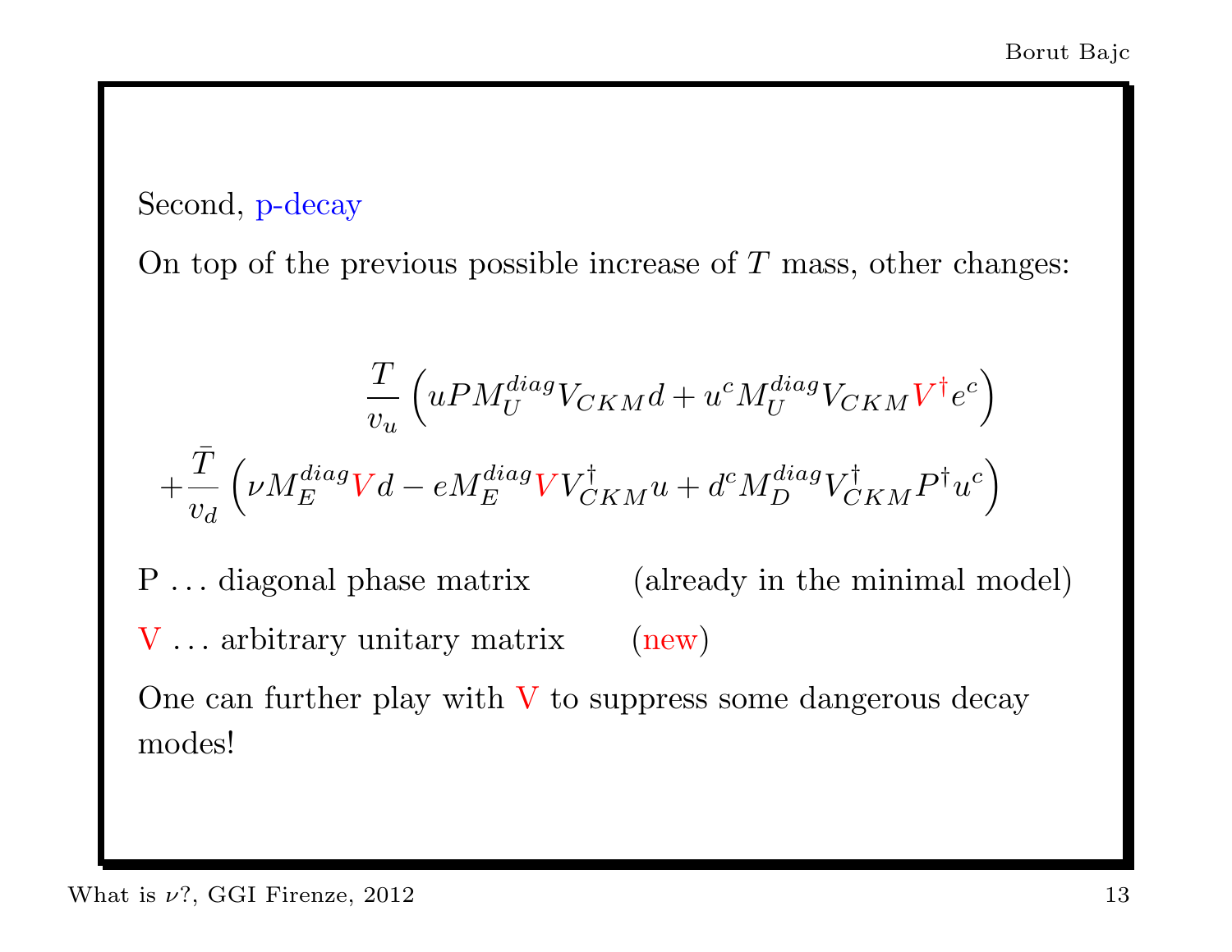Second, p-decay

On top of the previous possible increase of $T$ mass, other changes:

$$
\frac{T}{v_u}\left(uPM_U^{diag}V_{CKM}d + u^c M_U^{diag}V_{CKM}V^\dagger e^c\right)
$$

$$
+\frac{\bar{T}}{v_d}\left(\nu M_E^{diag}Vd - eM_E^{diag}VV_{CKM}^\dagger u + d^c M_D^{diag}V_{CKM}^\dagger P^\dagger u^c\right)
$$

P ... diagonal phase matrix (already in the minimal model)

V ... arbitrary unitary matrix (new)

One can further play with V to suppress some dangerous decay modes!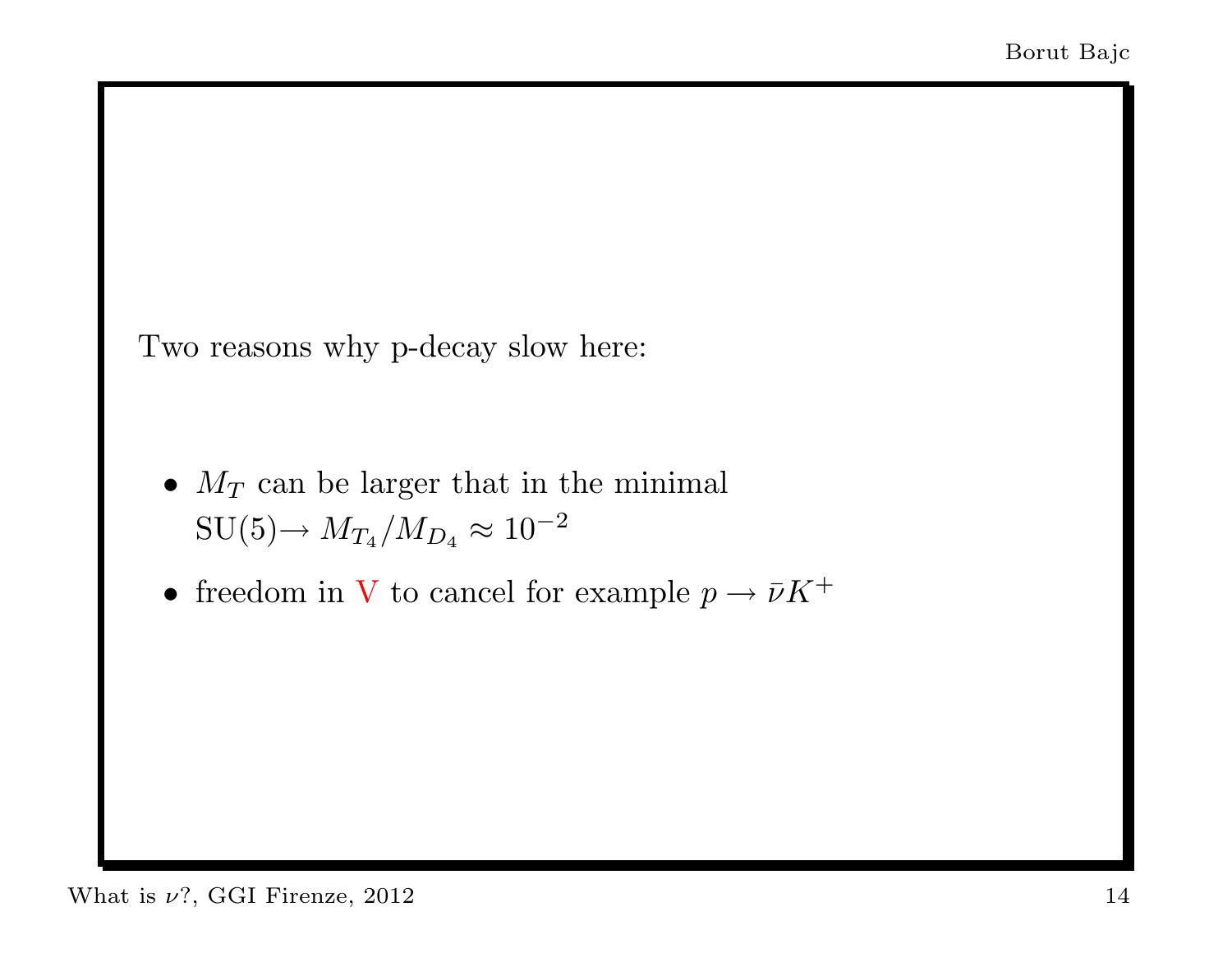Two reasons why p-decay slow here:

- $M_T$ can be larger that in the minimal SU(5)$\rightarrow M_{T_4}/M_{D_4} \approx 10^{-2}$
- freedom in V to cancel for example $p \rightarrow \bar{\nu} K^+$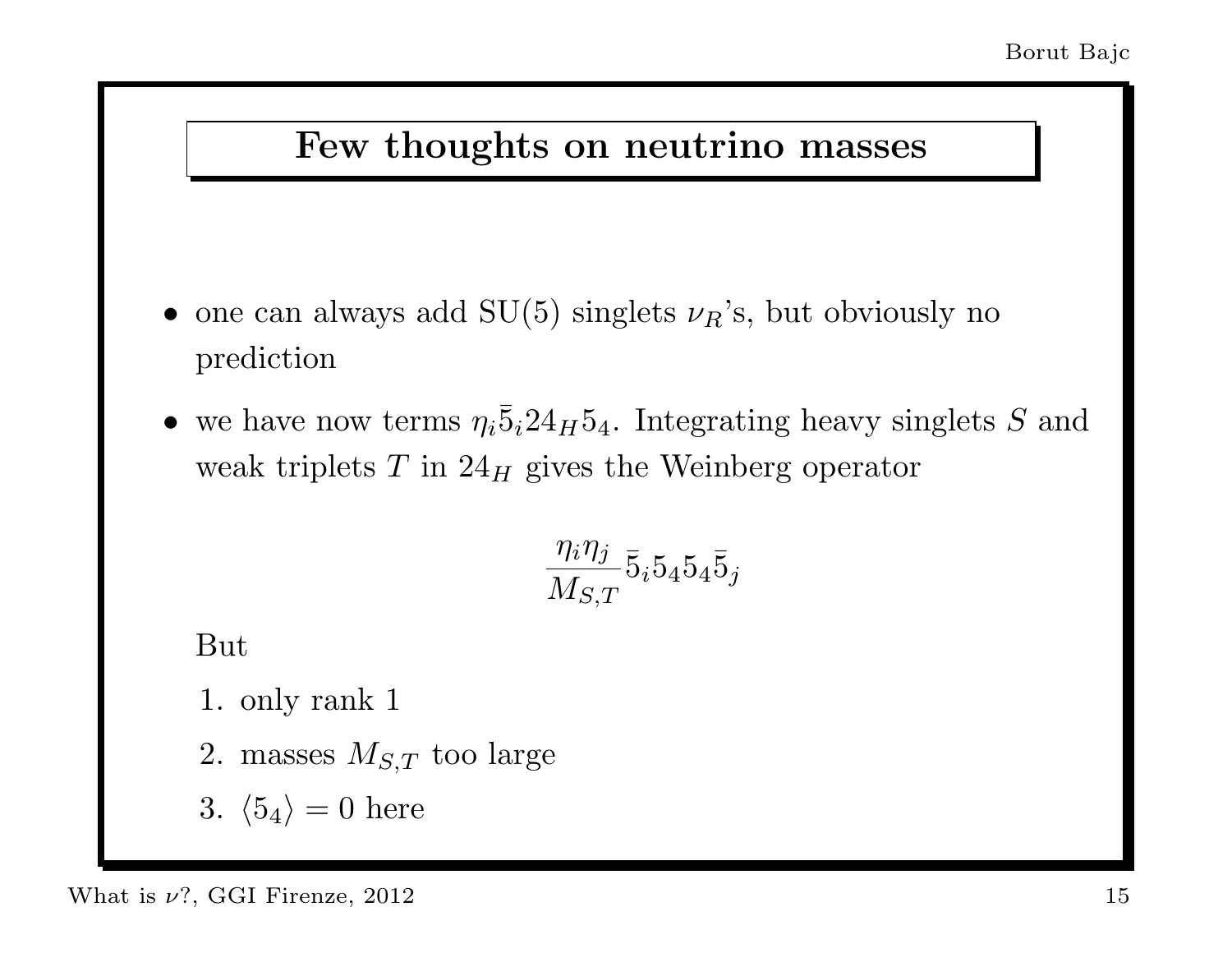## Few thoughts on neutrino masses

- one can always add SU(5) singlets $\nu_R$'s, but obviously no prediction
- we have now terms $\eta_i \bar{5}_i 24_H 5_4$. Integrating heavy singlets $S$ and weak triplets $T$ in $24_H$ gives the Weinberg operator

$$\frac{\eta_i \eta_j}{M_{S,T}} \bar{5}_i 5_4 5_4 \bar{5}_j$$

But

1. only rank 1
2. masses $M_{S,T}$ too large
3. $\langle 5_4 \rangle = 0$ here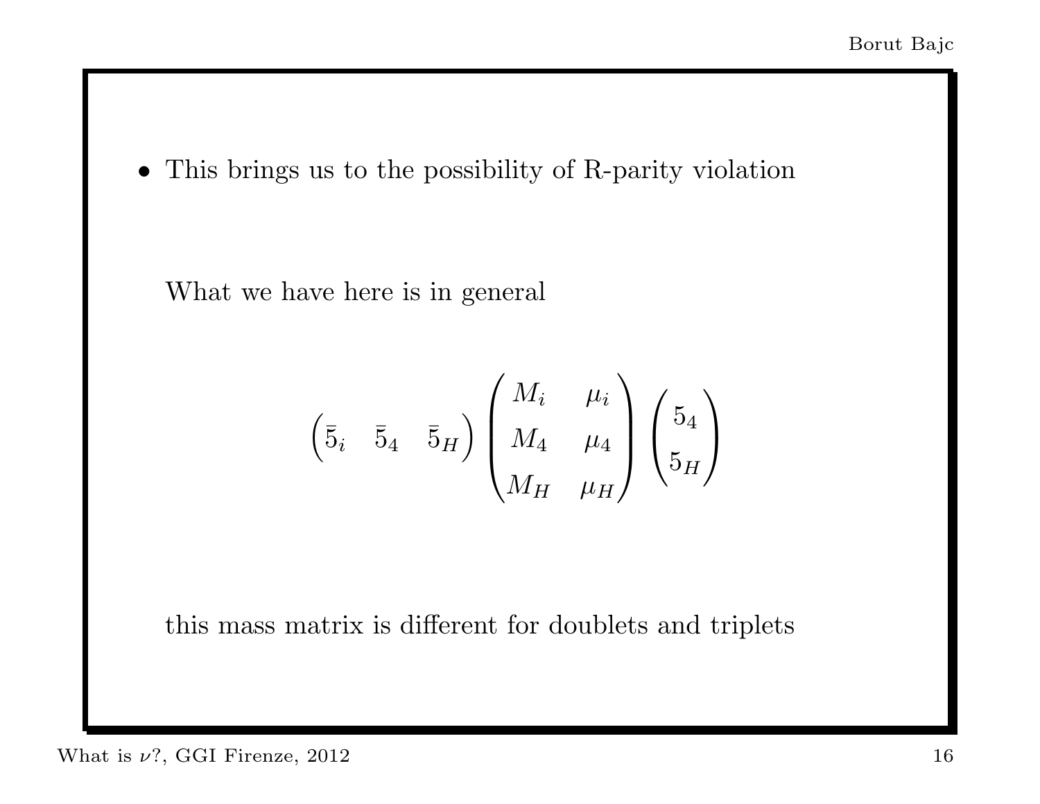- This brings us to the possibility of R-parity violation

What we have here is in general

$$\begin{pmatrix} \bar{5}_i & \bar{5}_4 & \bar{5}_H \end{pmatrix} \begin{pmatrix} M_i & \mu_i \\ M_4 & \mu_4 \\ M_H & \mu_H \end{pmatrix} \begin{pmatrix} 5_4 \\ 5_H \end{pmatrix}$$

this mass matrix is different for doublets and triplets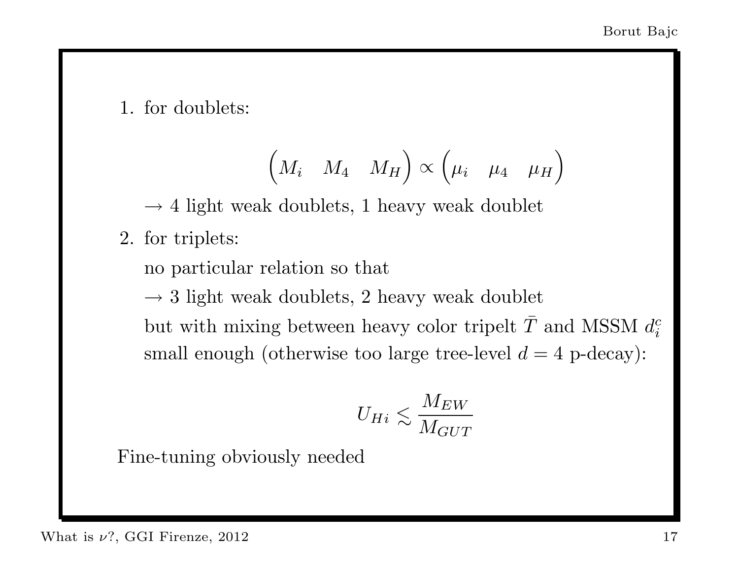1. for doublets:

$$\begin{pmatrix} M_i & M_4 & M_H \end{pmatrix} \propto \begin{pmatrix} \mu_i & \mu_4 & \mu_H \end{pmatrix}$$

   $\rightarrow$ 4 light weak doublets, 1 heavy weak doublet

2. for triplets:

   no particular relation so that

   $\rightarrow$ 3 light weak doublets, 2 heavy weak doublet

   but with mixing between heavy color tripelt $\bar{T}$ and MSSM $d_i^c$ small enough (otherwise too large tree-level $d = 4$ p-decay):

$$U_{Hi} \lesssim \frac{M_{EW}}{M_{GUT}}$$

Fine-tuning obviously needed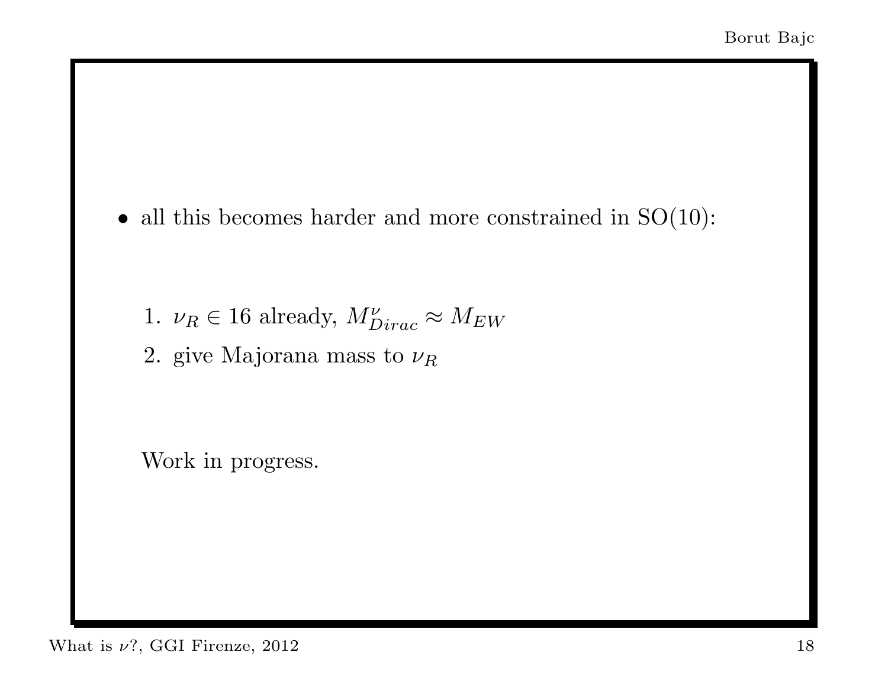- all this becomes harder and more constrained in SO(10):

  1. $\nu_R \in 16$ already, $M^{\nu}_{Dirac} \approx M_{EW}$
  2. give Majorana mass to $\nu_R$

  Work in progress.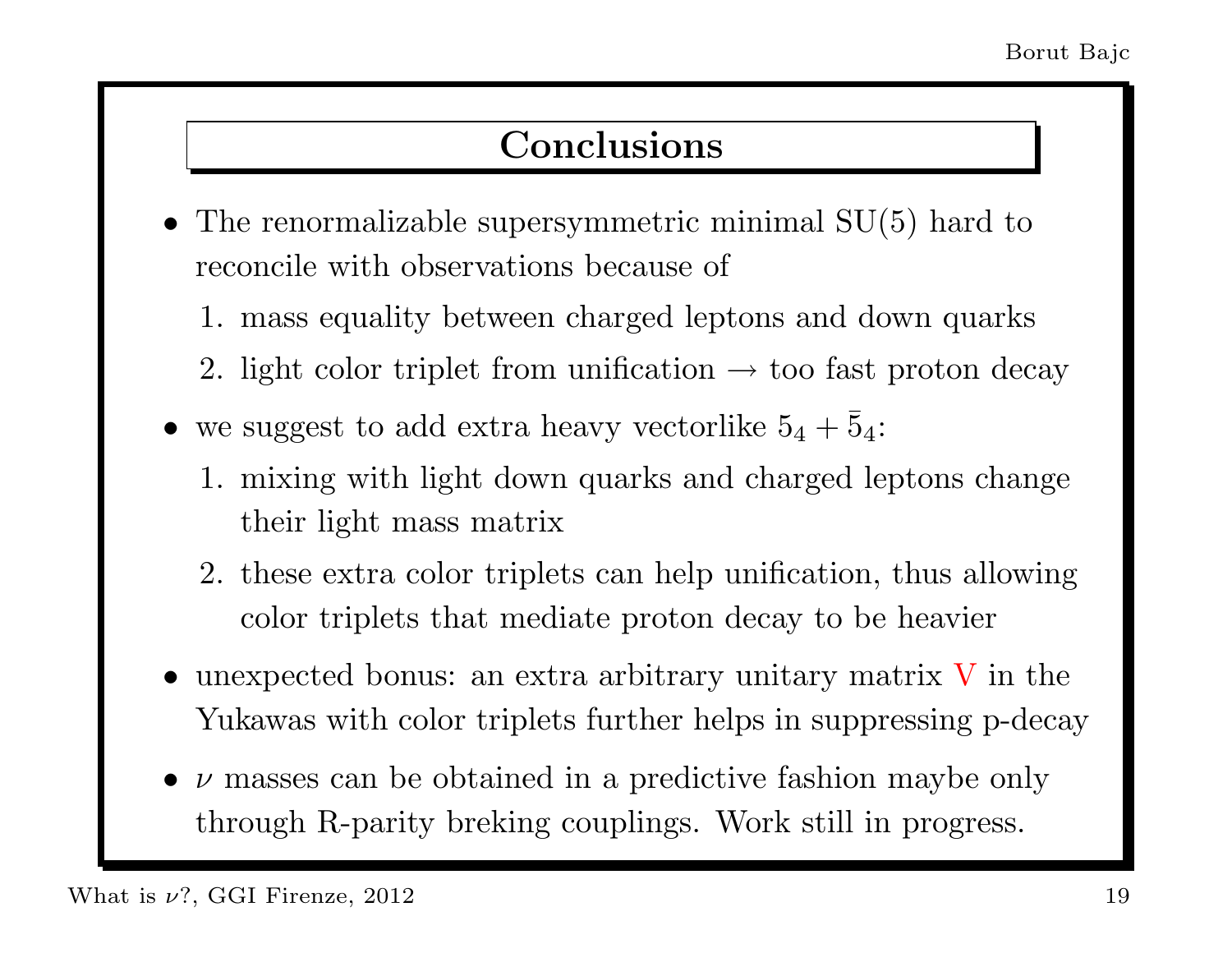## Conclusions

- The renormalizable supersymmetric minimal SU(5) hard to reconcile with observations because of
  1. mass equality between charged leptons and down quarks
  2. light color triplet from unification $\rightarrow$ too fast proton decay
- we suggest to add extra heavy vectorlike $5_4 + \bar{5}_4$:
  1. mixing with light down quarks and charged leptons change their light mass matrix
  2. these extra color triplets can help unification, thus allowing color triplets that mediate proton decay to be heavier
- unexpected bonus: an extra arbitrary unitary matrix $V$ in the Yukawas with color triplets further helps in suppressing p-decay
- $\nu$ masses can be obtained in a predictive fashion maybe only through R-parity breking couplings. Work still in progress.